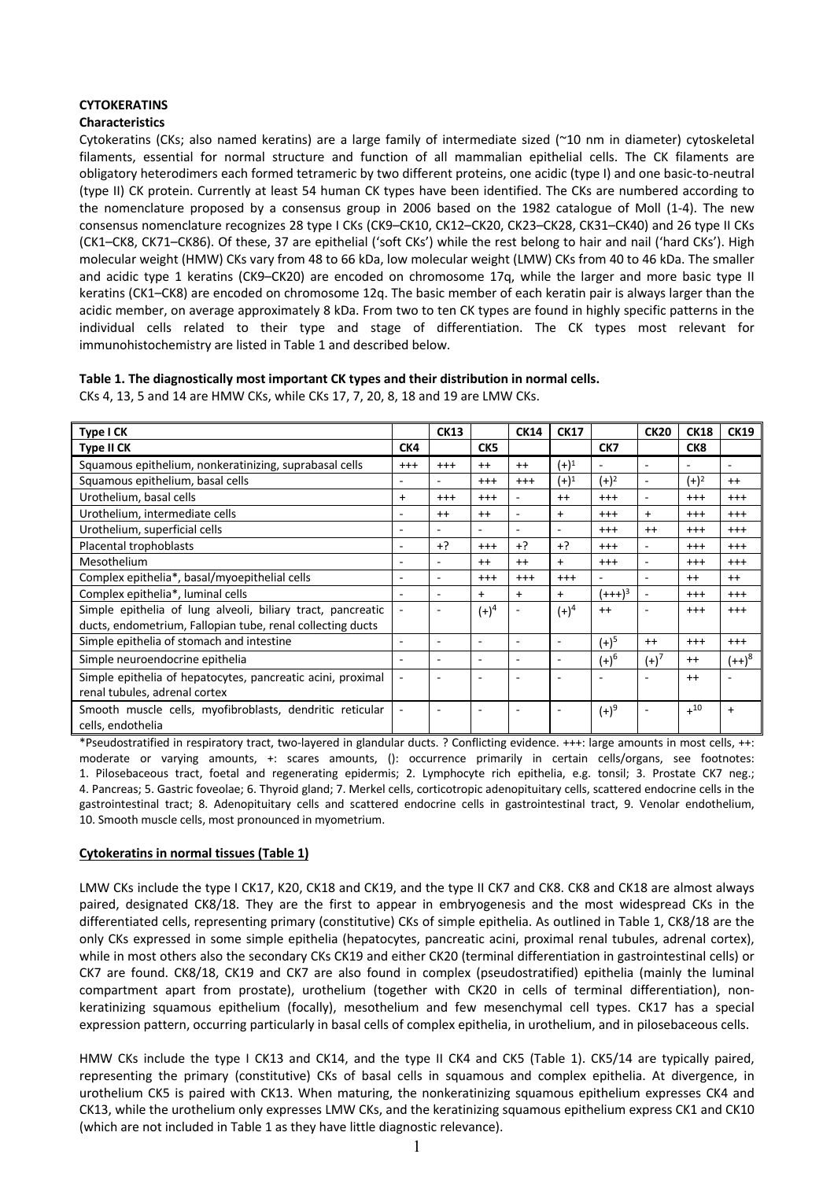**CYTOKERATINS**

**Characteristics**

Cytokeratins (CKs; also named keratins) are a large family of intermediate sized (~10 nm in diameter) cytoskeletal filaments, essential for normal structure and function of all mammalian epithelial cells. The CK filaments are obligatory heterodimers each formed tetrameric by two different proteins, one acidic (type I) and one basic-to-neutral (type II) CK protein. Currently at least 54 human CK types have been identified. The CKs are numbered according to the nomenclature proposed by a consensus group in 2006 based on the 1982 catalogue of Moll (1-4). The new consensus nomenclature recognizes 28 type I CKs (CK9–CK10, CK12–CK20, CK23–CK28, CK31–CK40) and 26 type II CKs (CK1–CK8, CK71–CK86). Of these, 37 are epithelial ('soft CKs') while the rest belong to hair and nail ('hard CKs'). High molecular weight (HMW) CKs vary from 48 to 66 kDa, low molecular weight (LMW) CKs from 40 to 46 kDa. The smaller and acidic type 1 keratins (CK9–CK20) are encoded on chromosome 17q, while the larger and more basic type II keratins (CK1–CK8) are encoded on chromosome 12q. The basic member of each keratin pair is always larger than the acidic member, on average approximately 8 kDa. From two to ten CK types are found in highly specific patterns in the individual cells related to their type and stage of differentiation. The CK types most relevant for immunohistochemistry are listed in Table 1 and described below.

**Table 1. The diagnostically most important CK types and their distribution in normal cells.**

CKs 4, 13, 5 and 14 are HMW CKs, while CKs 17, 7, 20, 8, 18 and 19 are LMW CKs.

| **Type I CK** | | **CK13** | | **CK14** | **CK17** | | **CK20** | **CK18** | **CK19** |
|---|---|---|---|---|---|---|---|---|---|
| **Type II CK** | **CK4** | | **CK5** | | | **CK7** | | **CK8** | |
| Squamous epithelium, nonkeratinizing, suprabasal cells | +++ | +++ | ++ | ++ | (+)[1] | - | - | - | - |
| Squamous epithelium, basal cells | - | - | +++ | +++ | (+)[1] | (+)[2] | - | (+)[2] | ++ |
| Urothelium, basal cells | + | +++ | +++ | - | ++ | +++ | - | +++ | +++ |
| Urothelium, intermediate cells | - | ++ | ++ | - | + | +++ | + | +++ | +++ |
| Urothelium, superficial cells | - | - | - | - | - | +++ | ++ | +++ | +++ |
| Placental trophoblasts | - | +? | +++ | +? | +? | +++ | - | +++ | +++ |
| Mesothelium | - | - | ++ | ++ | + | +++ | - | +++ | +++ |
| Complex epithelia*, basal/myoepithelial cells | - | - | +++ | +++ | +++ | - | - | ++ | ++ |
| Complex epithelia*, luminal cells | - | - | + | + | + | (+++)[3] | - | +++ | +++ |
| Simple epithelia of lung alveoli, biliary tract, pancreatic ducts, endometrium, Fallopian tube, renal collecting ducts | - | - | (+)[4] | - | (+)[4] | ++ | - | +++ | +++ |
| Simple epithelia of stomach and intestine | - | - | - | - | - | (+)[5] | ++ | +++ | +++ |
| Simple neuroendocrine epithelia | - | - | - | - | - | (+)[6] | (+)[7] | ++ | (++)[8] |
| Simple epithelia of hepatocytes, pancreatic acini, proximal renal tubules, adrenal cortex | - | - | - | - | - | - | - | ++ | - |
| Smooth muscle cells, myofibroblasts, dendritic reticular cells, endothelia | - | - | - | - | - | (+)[9] | - | +[10] | + |

*Pseudostratified in respiratory tract, two-layered in glandular ducts. ? Conflicting evidence. +++: large amounts in most cells, ++: moderate or varying amounts, +: scares amounts, (): occurrence primarily in certain cells/organs, see footnotes: 1. Pilosebaceous tract, foetal and regenerating epidermis; 2. Lymphocyte rich epithelia, e.g. tonsil; 3. Prostate CK7 neg.; 4. Pancreas; 5. Gastric foveolae; 6. Thyroid gland; 7. Merkel cells, corticotropic adenopituitary cells, scattered endocrine cells in the gastrointestinal tract; 8. Adenopituitary cells and scattered endocrine cells in gastrointestinal tract, 9. Venolar endothelium, 10. Smooth muscle cells, most pronounced in myometrium.

**Cytokeratins in normal tissues (Table 1)**

LMW CKs include the type I CK17, K20, CK18 and CK19, and the type II CK7 and CK8. CK8 and CK18 are almost always paired, designated CK8/18. They are the first to appear in embryogenesis and the most widespread CKs in the differentiated cells, representing primary (constitutive) CKs of simple epithelia. As outlined in Table 1, CK8/18 are the only CKs expressed in some simple epithelia (hepatocytes, pancreatic acini, proximal renal tubules, adrenal cortex), while in most others also the secondary CKs CK19 and either CK20 (terminal differentiation in gastrointestinal cells) or CK7 are found. CK8/18, CK19 and CK7 are also found in complex (pseudostratified) epithelia (mainly the luminal compartment apart from prostate), urothelium (together with CK20 in cells of terminal differentiation), non-keratinizing squamous epithelium (focally), mesothelium and few mesenchymal cell types. CK17 has a special expression pattern, occurring particularly in basal cells of complex epithelia, in urothelium, and in pilosebaceous cells.

HMW CKs include the type I CK13 and CK14, and the type II CK4 and CK5 (Table 1). CK5/14 are typically paired, representing the primary (constitutive) CKs of basal cells in squamous and complex epithelia. At divergence, in urothelium CK5 is paired with CK13. When maturing, the nonkeratinizing squamous epithelium expresses CK4 and CK13, while the urothelium only expresses LMW CKs, and the keratinizing squamous epithelium express CK1 and CK10 (which are not included in Table 1 as they have little diagnostic relevance).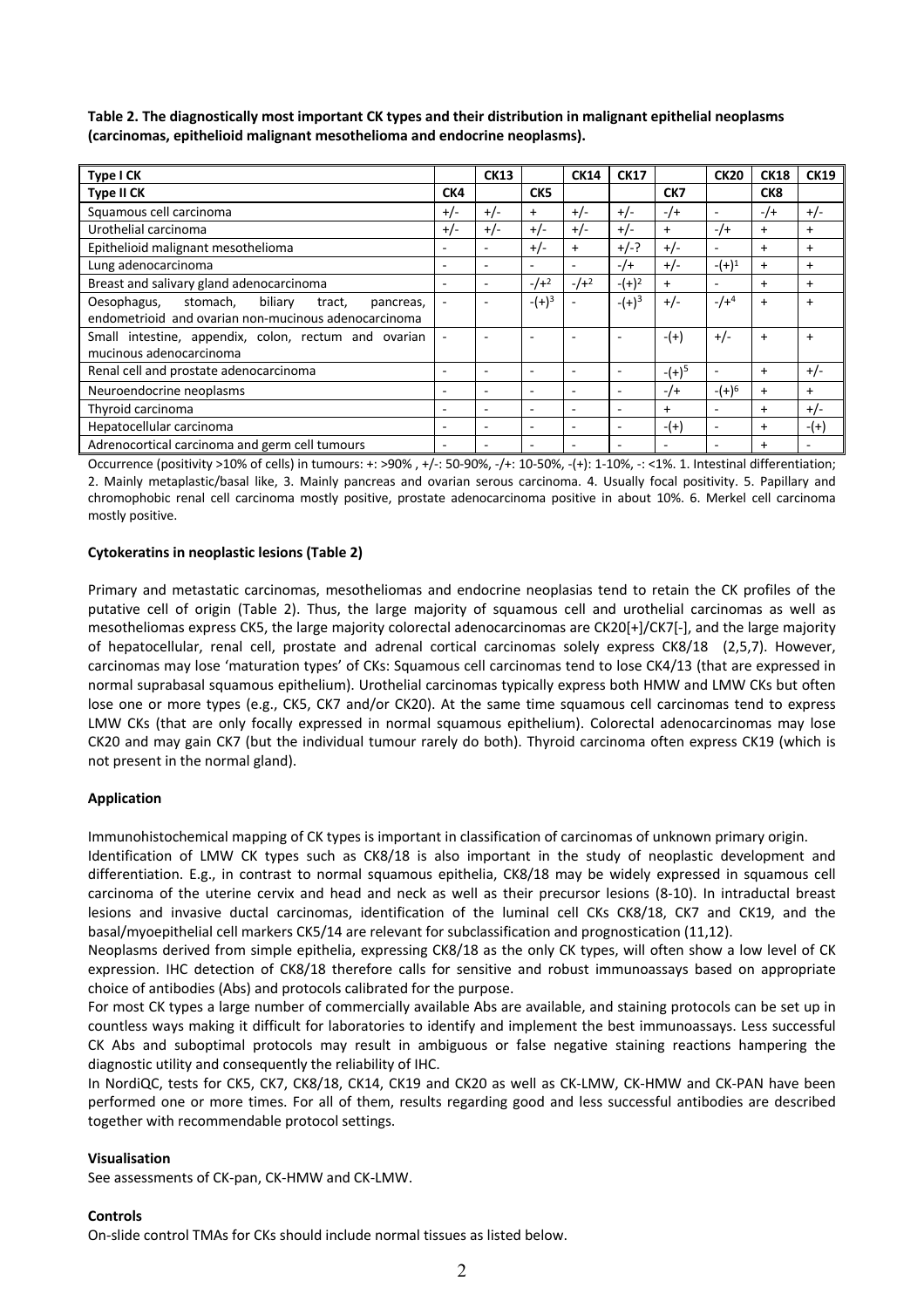**Table 2. The diagnostically most important CK types and their distribution in malignant epithelial neoplasms (carcinomas, epithelioid malignant mesothelioma and endocrine neoplasms).**

| Type I CK | | CK13 | | CK14 | CK17 | | CK20 | CK18 | CK19 |
|---|---|---|---|---|---|---|---|---|---|
| **Type II CK** | **CK4** | | **CK5** | | | **CK7** | | **CK8** | |
| Squamous cell carcinoma | +/- | +/- | + | +/- | +/- | -/+ | - | -/+ | +/- |
| Urothelial carcinoma | +/- | +/- | +/- | +/- | +/- | + | -/+ | + | + |
| Epithelioid malignant mesothelioma | - | - | +/- | + | +/-? | +/- | - | + | + |
| Lung adenocarcinoma | - | - | - | - | -/+ | +/- | -(+)[1] | + | + |
| Breast and salivary gland adenocarcinoma | - | - | -/+[2] | -/+[2] | -(+)[2] | + | - | + | + |
| Oesophagus, stomach, biliary tract, pancreas, endometrioid and ovarian non-mucinous adenocarcinoma | - | - | -(+)[3] | - | -(+)[3] | +/- | -/+[4] | + | + |
| Small intestine, appendix, colon, rectum and ovarian mucinous adenocarcinoma | - | - | - | - | - | -(+) | +/- | + | + |
| Renal cell and prostate adenocarcinoma | - | - | - | - | - | -(+)[5] | - | + | +/- |
| Neuroendocrine neoplasms | - | - | - | - | - | -/+ | -(+)[6] | + | + |
| Thyroid carcinoma | - | - | - | - | - | + | - | + | +/- |
| Hepatocellular carcinoma | - | - | - | - | - | -(+) | - | + | -(+) |
| Adrenocortical carcinoma and germ cell tumours | - | - | - | - | - | - | - | + | - |

Occurrence (positivity >10% of cells) in tumours: +: >90% , +/-: 50-90%, -/+: 10-50%, -(+): 1-10%, -: <1%. 1. Intestinal differentiation; 2. Mainly metaplastic/basal like, 3. Mainly pancreas and ovarian serous carcinoma. 4. Usually focal positivity. 5. Papillary and chromophobic renal cell carcinoma mostly positive, prostate adenocarcinoma positive in about 10%. 6. Merkel cell carcinoma mostly positive.

### Cytokeratins in neoplastic lesions (Table 2)

Primary and metastatic carcinomas, mesotheliomas and endocrine neoplasias tend to retain the CK profiles of the putative cell of origin (Table 2). Thus, the large majority of squamous cell and urothelial carcinomas as well as mesotheliomas express CK5, the large majority colorectal adenocarcinomas are CK20[+]/CK7[-], and the large majority of hepatocellular, renal cell, prostate and adrenal cortical carcinomas solely express CK8/18 (2,5,7). However, carcinomas may lose 'maturation types' of CKs: Squamous cell carcinomas tend to lose CK4/13 (that are expressed in normal suprabasal squamous epithelium). Urothelial carcinomas typically express both HMW and LMW CKs but often lose one or more types (e.g., CK5, CK7 and/or CK20). At the same time squamous cell carcinomas tend to express LMW CKs (that are only focally expressed in normal squamous epithelium). Colorectal adenocarcinomas may lose CK20 and may gain CK7 (but the individual tumour rarely do both). Thyroid carcinoma often express CK19 (which is not present in the normal gland).

### Application

Immunohistochemical mapping of CK types is important in classification of carcinomas of unknown primary origin.

Identification of LMW CK types such as CK8/18 is also important in the study of neoplastic development and differentiation. E.g., in contrast to normal squamous epithelia, CK8/18 may be widely expressed in squamous cell carcinoma of the uterine cervix and head and neck as well as their precursor lesions (8-10). In intraductal breast lesions and invasive ductal carcinomas, identification of the luminal cell CKs CK8/18, CK7 and CK19, and the basal/myoepithelial cell markers CK5/14 are relevant for subclassification and prognostication (11,12).

Neoplasms derived from simple epithelia, expressing CK8/18 as the only CK types, will often show a low level of CK expression. IHC detection of CK8/18 therefore calls for sensitive and robust immunoassays based on appropriate choice of antibodies (Abs) and protocols calibrated for the purpose.

For most CK types a large number of commercially available Abs are available, and staining protocols can be set up in countless ways making it difficult for laboratories to identify and implement the best immunoassays. Less successful CK Abs and suboptimal protocols may result in ambiguous or false negative staining reactions hampering the diagnostic utility and consequently the reliability of IHC.

In NordiQC, tests for CK5, CK7, CK8/18, CK14, CK19 and CK20 as well as CK-LMW, CK-HMW and CK-PAN have been performed one or more times. For all of them, results regarding good and less successful antibodies are described together with recommendable protocol settings.

### Visualisation

See assessments of CK-pan, CK-HMW and CK-LMW.

### Controls

On-slide control TMAs for CKs should include normal tissues as listed below.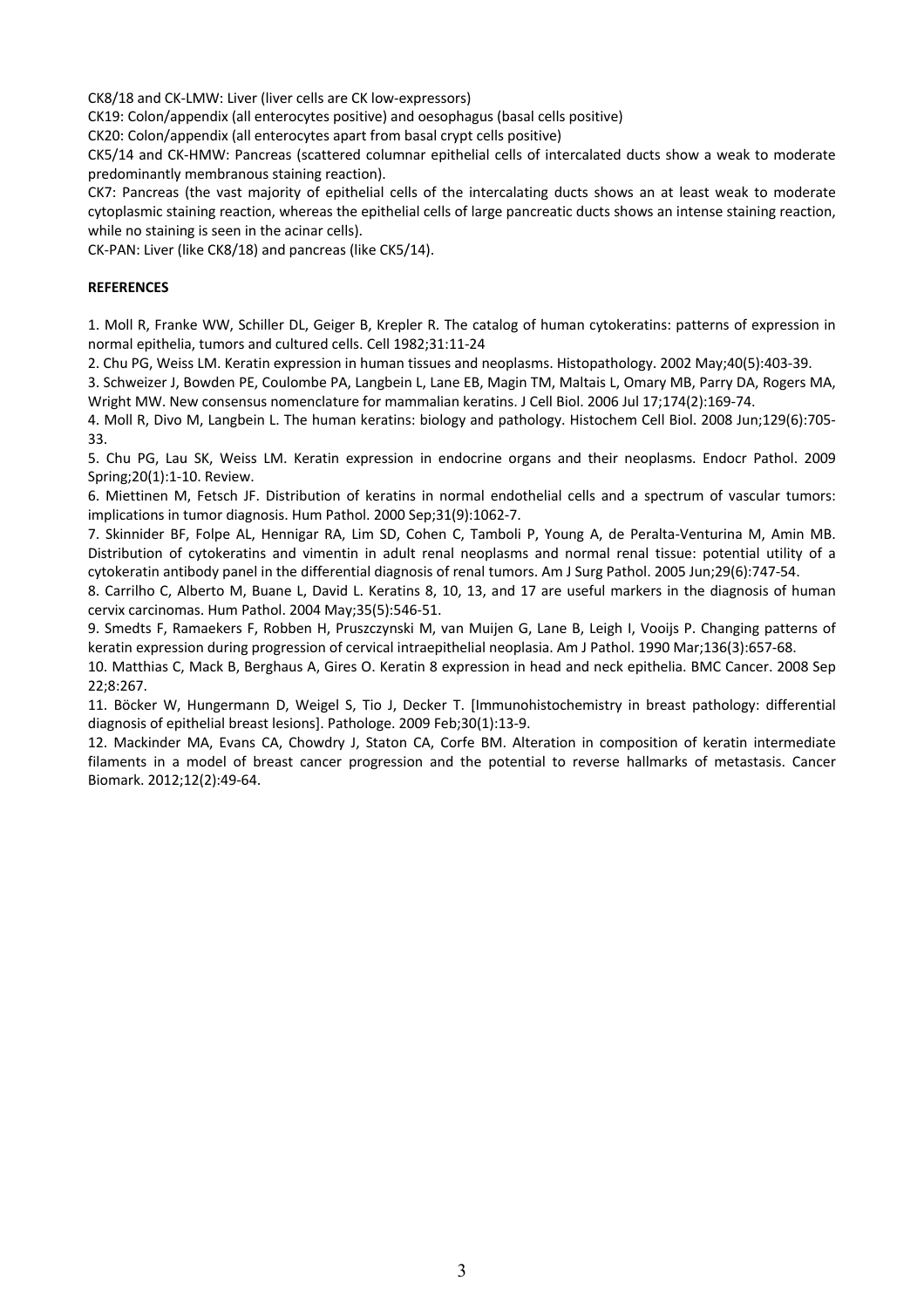CK8/18 and CK-LMW: Liver (liver cells are CK low-expressors)

CK19: Colon/appendix (all enterocytes positive) and oesophagus (basal cells positive)

CK20: Colon/appendix (all enterocytes apart from basal crypt cells positive)

CK5/14 and CK-HMW: Pancreas (scattered columnar epithelial cells of intercalated ducts show a weak to moderate predominantly membranous staining reaction).

CK7: Pancreas (the vast majority of epithelial cells of the intercalating ducts shows an at least weak to moderate cytoplasmic staining reaction, whereas the epithelial cells of large pancreatic ducts shows an intense staining reaction, while no staining is seen in the acinar cells).

CK-PAN: Liver (like CK8/18) and pancreas (like CK5/14).

**REFERENCES**

1. Moll R, Franke WW, Schiller DL, Geiger B, Krepler R. The catalog of human cytokeratins: patterns of expression in normal epithelia, tumors and cultured cells. Cell 1982;31:11-24
2. Chu PG, Weiss LM. Keratin expression in human tissues and neoplasms. Histopathology. 2002 May;40(5):403-39.
3. Schweizer J, Bowden PE, Coulombe PA, Langbein L, Lane EB, Magin TM, Maltais L, Omary MB, Parry DA, Rogers MA, Wright MW. New consensus nomenclature for mammalian keratins. J Cell Biol. 2006 Jul 17;174(2):169-74.
4. Moll R, Divo M, Langbein L. The human keratins: biology and pathology. Histochem Cell Biol. 2008 Jun;129(6):705-33.
5. Chu PG, Lau SK, Weiss LM. Keratin expression in endocrine organs and their neoplasms. Endocr Pathol. 2009 Spring;20(1):1-10. Review.
6. Miettinen M, Fetsch JF. Distribution of keratins in normal endothelial cells and a spectrum of vascular tumors: implications in tumor diagnosis. Hum Pathol. 2000 Sep;31(9):1062-7.
7. Skinnider BF, Folpe AL, Hennigar RA, Lim SD, Cohen C, Tamboli P, Young A, de Peralta-Venturina M, Amin MB. Distribution of cytokeratins and vimentin in adult renal neoplasms and normal renal tissue: potential utility of a cytokeratin antibody panel in the differential diagnosis of renal tumors. Am J Surg Pathol. 2005 Jun;29(6):747-54.
8. Carrilho C, Alberto M, Buane L, David L. Keratins 8, 10, 13, and 17 are useful markers in the diagnosis of human cervix carcinomas. Hum Pathol. 2004 May;35(5):546-51.
9. Smedts F, Ramaekers F, Robben H, Pruszczynski M, van Muijen G, Lane B, Leigh I, Vooijs P. Changing patterns of keratin expression during progression of cervical intraepithelial neoplasia. Am J Pathol. 1990 Mar;136(3):657-68.
10. Matthias C, Mack B, Berghaus A, Gires O. Keratin 8 expression in head and neck epithelia. BMC Cancer. 2008 Sep 22;8:267.
11. Böcker W, Hungermann D, Weigel S, Tio J, Decker T. [Immunohistochemistry in breast pathology: differential diagnosis of epithelial breast lesions]. Pathologe. 2009 Feb;30(1):13-9.
12. Mackinder MA, Evans CA, Chowdry J, Staton CA, Corfe BM. Alteration in composition of keratin intermediate filaments in a model of breast cancer progression and the potential to reverse hallmarks of metastasis. Cancer Biomark. 2012;12(2):49-64.